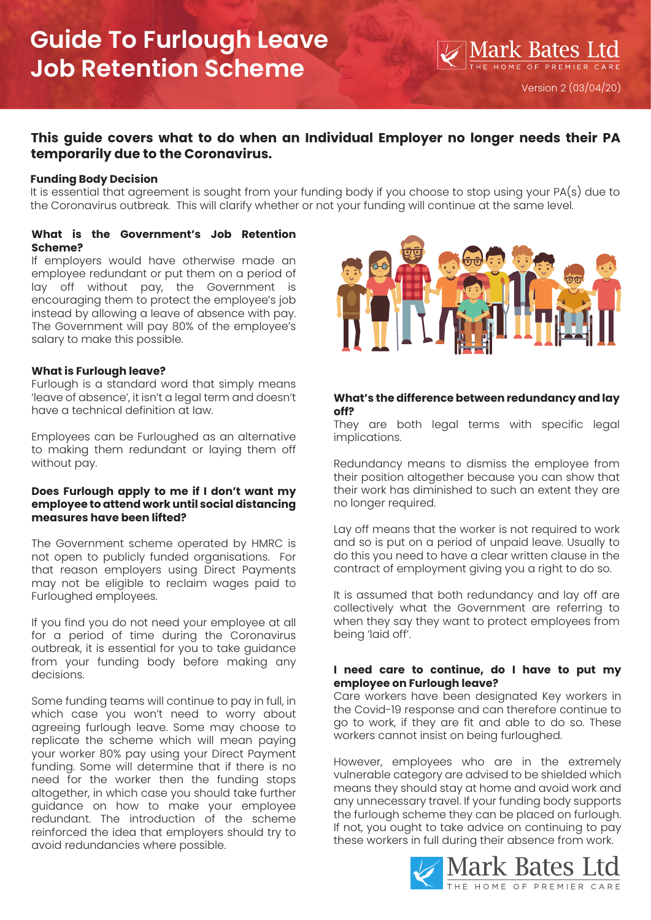# Guide To Furlough Leave Job Retention Scheme

Mark Bates Ltd
THE HOME OF PREMIER CARE

Version 2 (03/04/20)

## This guide covers what to do when an Individual Employer no longer needs their PA temporarily due to the Coronavirus.

**Funding Body Decision**

It is essential that agreement is sought from your funding body if you choose to stop using your PA(s) due to the Coronavirus outbreak. This will clarify whether or not your funding will continue at the same level.

**What is the Government's Job Retention Scheme?**

If employers would have otherwise made an employee redundant or put them on a period of lay off without pay, the Government is encouraging them to protect the employee's job instead by allowing a leave of absence with pay. The Government will pay 80% of the employee's salary to make this possible.

**What is Furlough leave?**

Furlough is a standard word that simply means 'leave of absence', it isn't a legal term and doesn't have a technical definition at law.

Employees can be Furloughed as an alternative to making them redundant or laying them off without pay.

**Does Furlough apply to me if I don't want my employee to attend work until social distancing measures have been lifted?**

The Government scheme operated by HMRC is not open to publicly funded organisations. For that reason employers using Direct Payments may not be eligible to reclaim wages paid to Furloughed employees.

If you find you do not need your employee at all for a period of time during the Coronavirus outbreak, it is essential for you to take guidance from your funding body before making any decisions.

Some funding teams will continue to pay in full, in which case you won't need to worry about agreeing furlough leave. Some may choose to replicate the scheme which will mean paying your worker 80% pay using your Direct Payment funding. Some will determine that if there is no need for the worker then the funding stops altogether, in which case you should take further guidance on how to make your employee redundant. The introduction of the scheme reinforced the idea that employers should try to avoid redundancies where possible.

**What's the difference between redundancy and lay off?**

They are both legal terms with specific legal implications.

Redundancy means to dismiss the employee from their position altogether because you can show that their work has diminished to such an extent they are no longer required.

Lay off means that the worker is not required to work and so is put on a period of unpaid leave. Usually to do this you need to have a clear written clause in the contract of employment giving you a right to do so.

It is assumed that both redundancy and lay off are collectively what the Government are referring to when they say they want to protect employees from being 'laid off'.

**I need care to continue, do I have to put my employee on Furlough leave?**

Care workers have been designated Key workers in the Covid-19 response and can therefore continue to go to work, if they are fit and able to do so. These workers cannot insist on being furloughed.

However, employees who are in the extremely vulnerable category are advised to be shielded which means they should stay at home and avoid work and any unnecessary travel. If your funding body supports the furlough scheme they can be placed on furlough. If not, you ought to take advice on continuing to pay these workers in full during their absence from work.

Mark Bates Ltd
THE HOME OF PREMIER CARE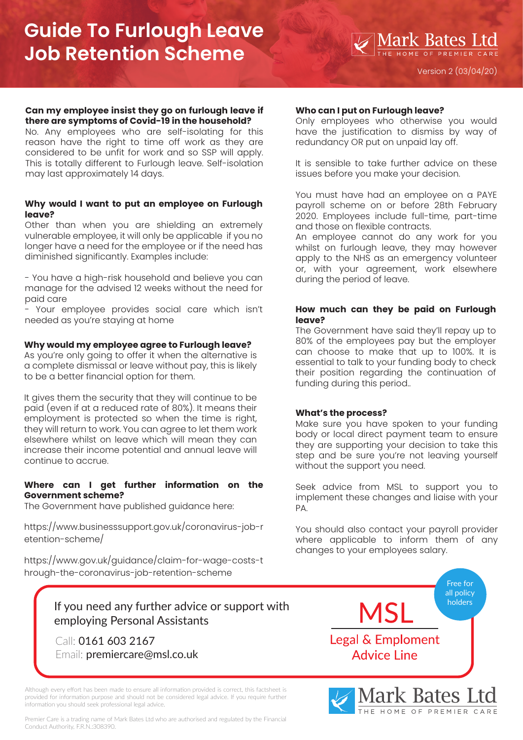# Guide To Furlough Leave Job Retention Scheme

Mark Bates Ltd
THE HOME OF PREMIER CARE

Version 2 (03/04/20)

**Can my employee insist they go on furlough leave if there are symptoms of Covid-19 in the household?**
No. Any employees who are self-isolating for this reason have the right to time off work as they are considered to be unfit for work and so SSP will apply. This is totally different to Furlough leave. Self-isolation may last approximately 14 days.

**Why would I want to put an employee on Furlough leave?**
Other than when you are shielding an extremely vulnerable employee, it will only be applicable if you no longer have a need for the employee or if the need has diminished significantly. Examples include:

- You have a high-risk household and believe you can manage for the advised 12 weeks without the need for paid care
- Your employee provides social care which isn't needed as you're staying at home

**Why would my employee agree to Furlough leave?**
As you're only going to offer it when the alternative is a complete dismissal or leave without pay, this is likely to be a better financial option for them.

It gives them the security that they will continue to be paid (even if at a reduced rate of 80%). It means their employment is protected so when the time is right, they will return to work. You can agree to let them work elsewhere whilst on leave which will mean they can increase their income potential and annual leave will continue to accrue.

**Where can I get further information on the Government scheme?**
The Government have published guidance here:

https://www.businesssupport.gov.uk/coronavirus-job-retention-scheme/

https://www.gov.uk/guidance/claim-for-wage-costs-through-the-coronavirus-job-retention-scheme

**Who can I put on Furlough leave?**
Only employees who otherwise you would have the justification to dismiss by way of redundancy OR put on unpaid lay off.

It is sensible to take further advice on these issues before you make your decision.

You must have had an employee on a PAYE payroll scheme on or before 28th February 2020. Employees include full-time, part-time and those on flexible contracts.
An employee cannot do any work for you whilst on furlough leave, they may however apply to the NHS as an emergency volunteer or, with your agreement, work elsewhere during the period of leave.

**How much can they be paid on Furlough leave?**
The Government have said they'll repay up to 80% of the employees pay but the employer can choose to make that up to 100%. It is essential to talk to your funding body to check their position regarding the continuation of funding during this period..

**What's the process?**
Make sure you have spoken to your funding body or local direct payment team to ensure they are supporting your decision to take this step and be sure you're not leaving yourself without the support you need.

Seek advice from MSL to support you to implement these changes and liaise with your PA.

You should also contact your payroll provider where applicable to inform them of any changes to your employees salary.

If you need any further advice or support with employing Personal Assistants

Call: 0161 603 2167
Email: premiercare@msl.co.uk

MSL
Legal & Emploment Advice Line

Free for all policy holders

Although every effort has been made to ensure all information provided is correct, this factsheet is provided for information purpose and should not be considered legal advice. If you require further information you should seek professional legal advice.

Premier Care is a trading name of Mark Bates Ltd who are authorised and regulated by the Financial Conduct Authority. F.R.N.:308390.

Mark Bates Ltd
THE HOME OF PREMIER CARE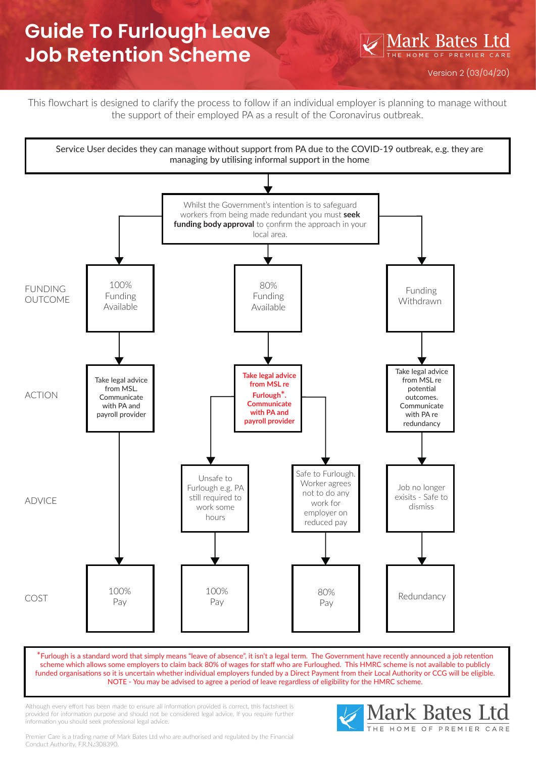# Guide To Furlough Leave Job Retention Scheme

Mark Bates Ltd
THE HOME OF PREMIER CARE

Version 2 (03/04/20)

This flowchart is designed to clarify the process to follow if an individual employer is planning to manage without the support of their employed PA as a result of the Coronavirus outbreak.

Service User decides they can manage without support from PA due to the COVID-19 outbreak, e.g. they are managing by utilising informal support in the home

Whilst the Government's intention is to safeguard workers from being made redundant you must **seek funding body approval** to confirm the approach in your local area.

**FUNDING OUTCOME**

- 100% Funding Available
- 80% Funding Available
- Funding Withdrawn

**ACTION**

- 100% Funding Available → Take legal advice from MSL. Communicate with PA and payroll provider
- 80% Funding Available → **Take legal advice from MSL re Furlough*. Communicate with PA and payroll provider**
- Funding Withdrawn → Take legal advice from MSL re potential outcomes. Communicate with PA re redundancy

**ADVICE**

- 80% Funding route → Unsafe to Furlough e.g. PA still required to work some hours
- 80% Funding route → Safe to Furlough. Worker agrees not to do any work for employer on reduced pay
- Funding Withdrawn route → Job no longer exisits - Safe to dismiss

**COST**

- 100% Funding Available → 100% Pay
- Unsafe to Furlough → 100% Pay
- Safe to Furlough → 80% Pay
- Job no longer exisits → Redundancy

*Furlough is a standard word that simply means "leave of absence", it isn't a legal term. The Government have recently announced a job retention scheme which allows some employers to claim back 80% of wages for staff who are Furloughed. This HMRC scheme is not available to publicly funded organisations so it is uncertain whether individual employers funded by a Direct Payment from their Local Authority or CCG will be eligible. NOTE - You may be advised to agree a period of leave regardless of eligibility for the HMRC scheme.

Although every effort has been made to ensure all information provided is correct, this factsheet is provided for information purpose and should not be considered legal advice. If you require further information you should seek professional legal advice.

Premier Care is a trading name of Mark Bates Ltd who are authorised and regulated by the Financial Conduct Authority. F.R.N.:308390.

Mark Bates Ltd
THE HOME OF PREMIER CARE